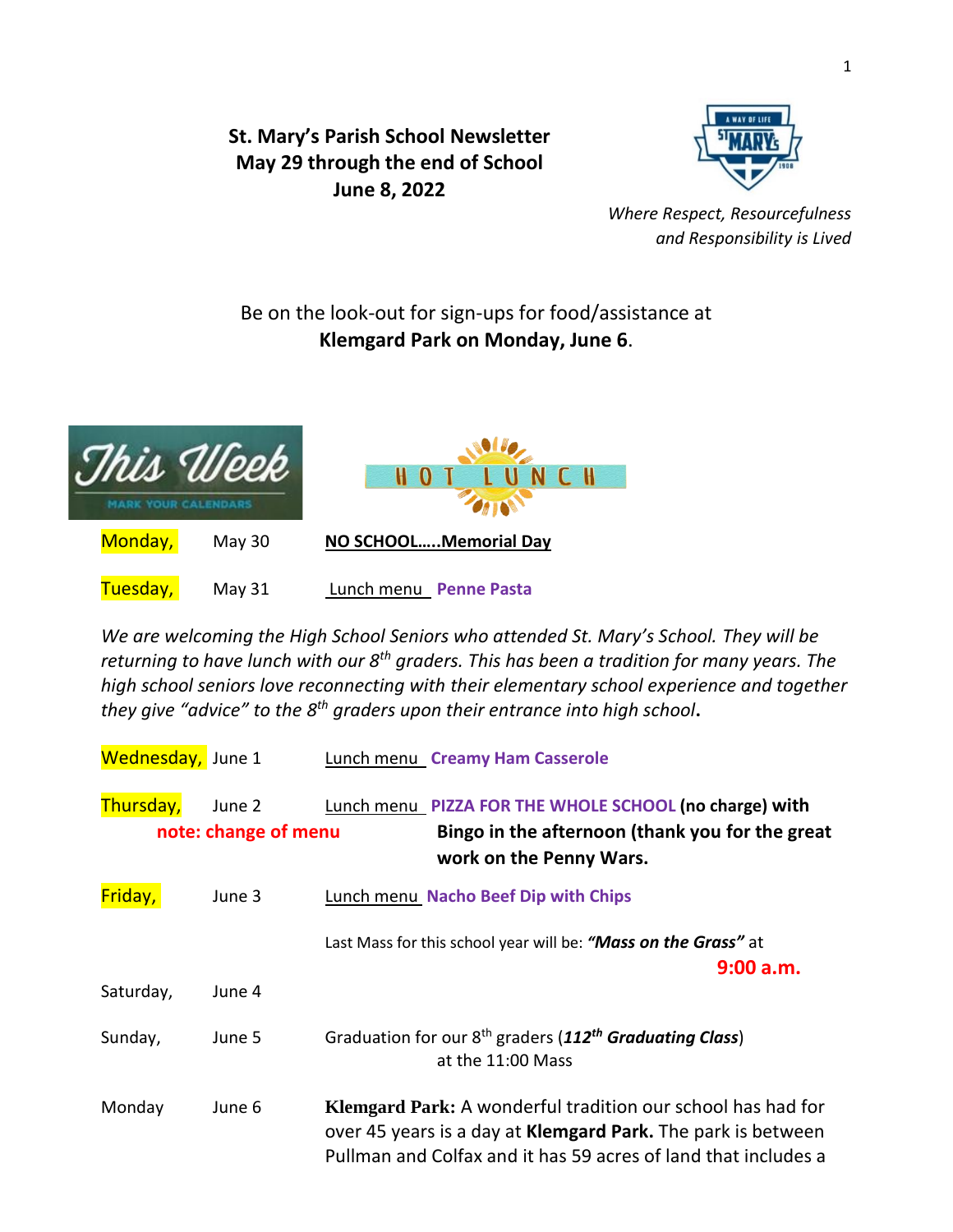# St. Mary's Parish School Newsletter
## May 29 through the end of School
## June 8, 2022

*Where Respect, Resourcefulness and Responsibility is Lived*

Be on the look-out for sign-ups for food/assistance at **Klemgard Park on Monday, June 6**.

This Week — MARK YOUR CALENDARS

HOT LUNCH

Monday, May 30 — **NO SCHOOL…..Memorial Day**

Tuesday, May 31 — Lunch menu **Penne Pasta**

*We are welcoming the High School Seniors who attended St. Mary's School. They will be returning to have lunch with our 8th graders. This has been a tradition for many years. The high school seniors love reconnecting with their elementary school experience and together they give "advice" to the 8th graders upon their entrance into high school.*

Wednesday, June 1 — Lunch menu **Creamy Ham Casserole**

Thursday, June 2 — Lunch menu **PIZZA FOR THE WHOLE SCHOOL (no charge) with Bingo in the afternoon (thank you for the great work on the Penny Wars.**
**note: change of menu**

Friday, June 3 — Lunch menu **Nacho Beef Dip with Chips**

Last Mass for this school year will be: ***"Mass on the Grass"*** at **9:00 a.m.**

Saturday, June 4

Sunday, June 5 — Graduation for our 8th graders (***112th Graduating Class***) at the 11:00 Mass

Monday June 6 — **Klemgard Park:** A wonderful tradition our school has had for over 45 years is a day at **Klemgard Park.** The park is between Pullman and Colfax and it has 59 acres of land that includes a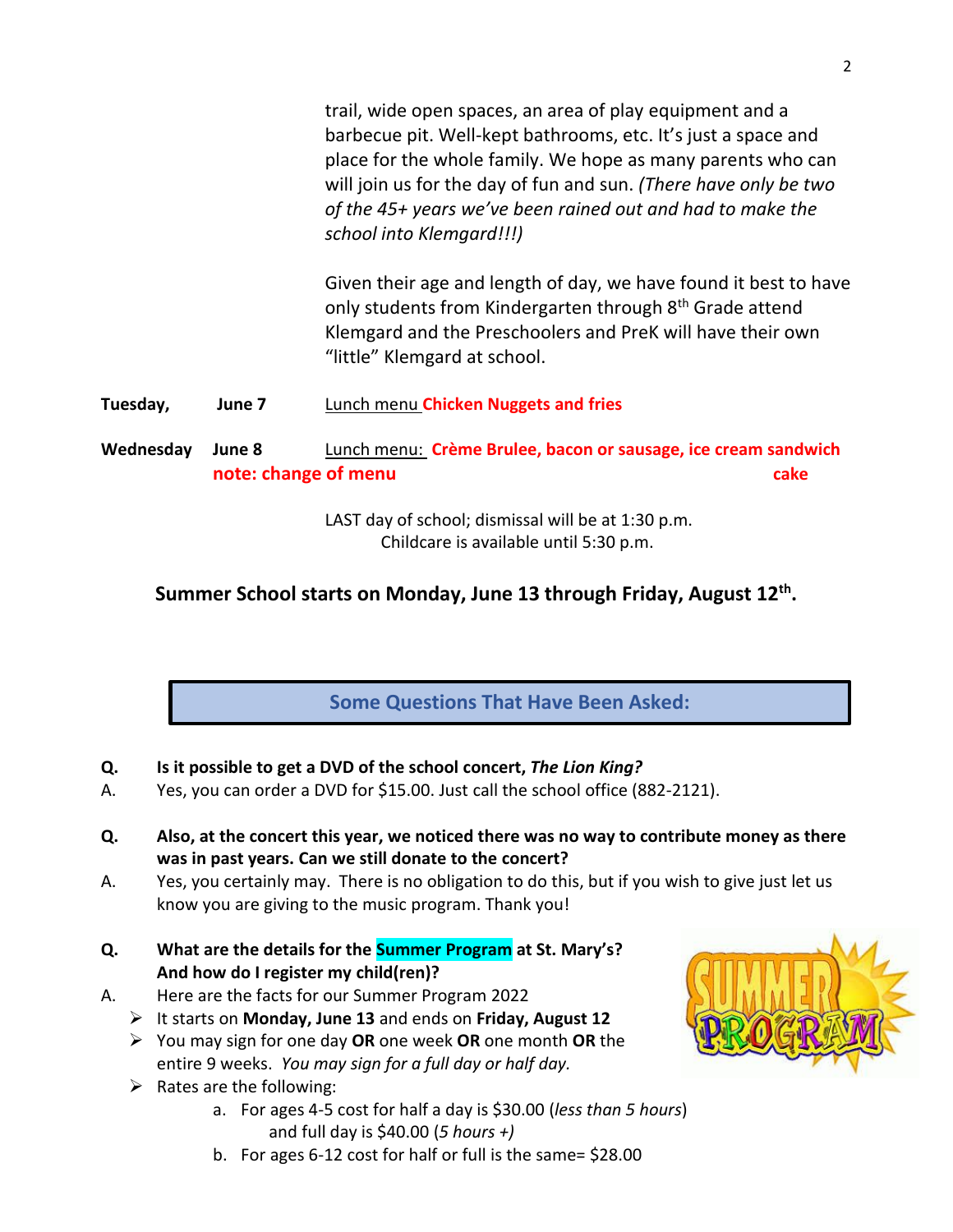trail, wide open spaces, an area of play equipment and a barbecue pit. Well-kept bathrooms, etc. It's just a space and place for the whole family. We hope as many parents who can will join us for the day of fun and sun. *(There have only be two of the 45+ years we've been rained out and had to make the school into Klemgard!!!)*

Given their age and length of day, we have found it best to have only students from Kindergarten through 8th Grade attend Klemgard and the Preschoolers and PreK will have their own "little" Klemgard at school.

**Tuesday, June 7** Lunch menu **Chicken Nuggets and fries**

**Wednesday June 8** Lunch menu: **Crème Brulee, bacon or sausage, ice cream sandwich cake**
**note: change of menu**

LAST day of school; dismissal will be at 1:30 p.m.
Childcare is available until 5:30 p.m.

**Summer School starts on Monday, June 13 through Friday, August 12th.**

## Some Questions That Have Been Asked:

**Q. Is it possible to get a DVD of the school concert, *The Lion King?***

A. Yes, you can order a DVD for $15.00. Just call the school office (882-2121).

**Q. Also, at the concert this year, we noticed there was no way to contribute money as there was in past years. Can we still donate to the concert?**

A. Yes, you certainly may. There is no obligation to do this, but if you wish to give just let us know you are giving to the music program. Thank you!

**Q. What are the details for the Summer Program at St. Mary's? And how do I register my child(ren)?**

A. Here are the facts for our Summer Program 2022

- It starts on **Monday, June 13** and ends on **Friday, August 12**
- You may sign for one day **OR** one week **OR** one month **OR** the entire 9 weeks. *You may sign for a full day or half day.*
- Rates are the following:
  a. For ages 4-5 cost for half a day is $30.00 (*less than 5 hours*) and full day is $40.00 (*5 hours +)*
  b. For ages 6-12 cost for half or full is the same= $28.00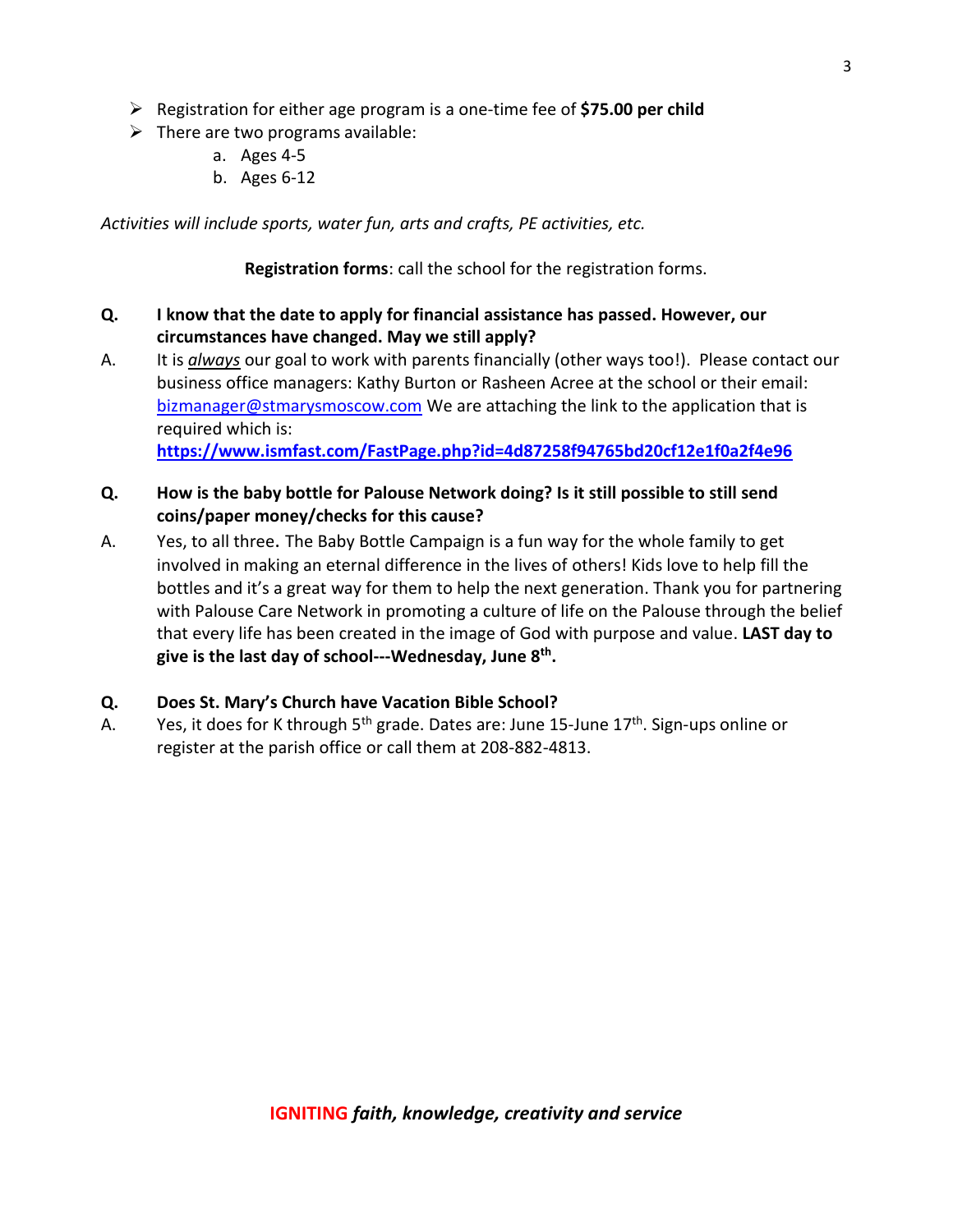- Registration for either age program is a one-time fee of **$75.00 per child**
- There are two programs available:
    a. Ages 4-5
    b. Ages 6-12

*Activities will include sports, water fun, arts and crafts, PE activities, etc.*

**Registration forms**: call the school for the registration forms.

**Q. I know that the date to apply for financial assistance has passed. However, our circumstances have changed. May we still apply?**

A. It is *always* our goal to work with parents financially (other ways too!). Please contact our business office managers: Kathy Burton or Rasheen Acree at the school or their email: bizmanager@stmarysmoscow.com We are attaching the link to the application that is required which is: **https://www.ismfast.com/FastPage.php?id=4d87258f94765bd20cf12e1f0a2f4e96**

**Q. How is the baby bottle for Palouse Network doing? Is it still possible to still send coins/paper money/checks for this cause?**

A. Yes, to all three. The Baby Bottle Campaign is a fun way for the whole family to get involved in making an eternal difference in the lives of others! Kids love to help fill the bottles and it's a great way for them to help the next generation. Thank you for partnering with Palouse Care Network in promoting a culture of life on the Palouse through the belief that every life has been created in the image of God with purpose and value. **LAST day to give is the last day of school---Wednesday, June 8th.**

**Q. Does St. Mary's Church have Vacation Bible School?**

A. Yes, it does for K through 5th grade. Dates are: June 15-June 17th. Sign-ups online or register at the parish office or call them at 208-882-4813.

**IGNITING** ***faith, knowledge, creativity and service***